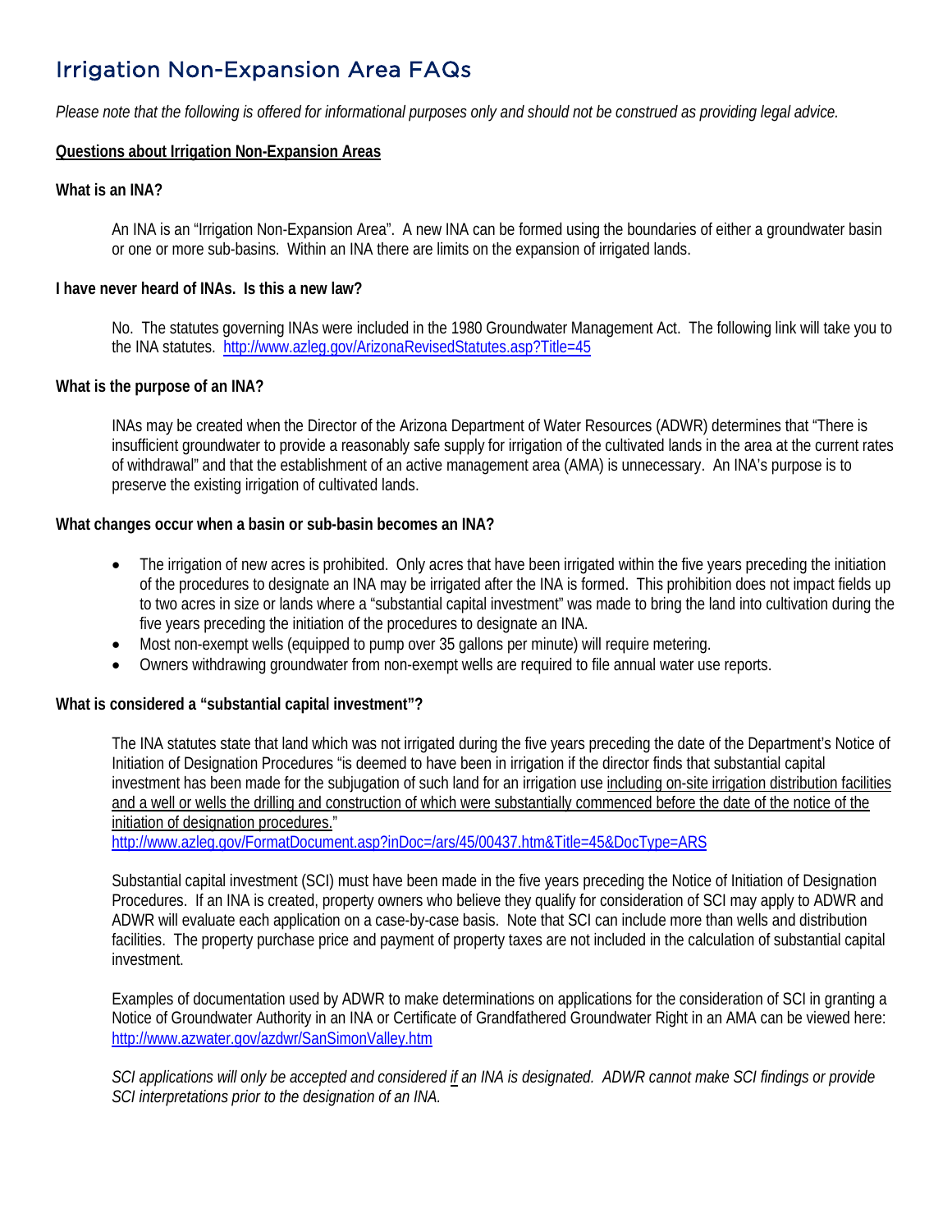# Irrigation Non-Expansion Area FAQs

*Please note that the following is offered for informational purposes only and should not be construed as providing legal advice.*

## Questions about Irrigation Non-Expansion Areas

### What is an INA?

An INA is an "Irrigation Non-Expansion Area". A new INA can be formed using the boundaries of either a groundwater basin or one or more sub-basins. Within an INA there are limits on the expansion of irrigated lands.

### I have never heard of INAs. Is this a new law?

No. The statutes governing INAs were included in the 1980 Groundwater Management Act. The following link will take you to the INA statutes. http://www.azleg.gov/ArizonaRevisedStatutes.asp?Title=45

### What is the purpose of an INA?

INAs may be created when the Director of the Arizona Department of Water Resources (ADWR) determines that "There is insufficient groundwater to provide a reasonably safe supply for irrigation of the cultivated lands in the area at the current rates of withdrawal" and that the establishment of an active management area (AMA) is unnecessary. An INA's purpose is to preserve the existing irrigation of cultivated lands.

### What changes occur when a basin or sub-basin becomes an INA?

- The irrigation of new acres is prohibited. Only acres that have been irrigated within the five years preceding the initiation of the procedures to designate an INA may be irrigated after the INA is formed. This prohibition does not impact fields up to two acres in size or lands where a "substantial capital investment" was made to bring the land into cultivation during the five years preceding the initiation of the procedures to designate an INA.
- Most non-exempt wells (equipped to pump over 35 gallons per minute) will require metering.
- Owners withdrawing groundwater from non-exempt wells are required to file annual water use reports.

### What is considered a "substantial capital investment"?

The INA statutes state that land which was not irrigated during the five years preceding the date of the Department's Notice of Initiation of Designation Procedures "is deemed to have been in irrigation if the director finds that substantial capital investment has been made for the subjugation of such land for an irrigation use including on-site irrigation distribution facilities and a well or wells the drilling and construction of which were substantially commenced before the date of the notice of the initiation of designation procedures."
http://www.azleg.gov/FormatDocument.asp?inDoc=/ars/45/00437.htm&Title=45&DocType=ARS

Substantial capital investment (SCI) must have been made in the five years preceding the Notice of Initiation of Designation Procedures. If an INA is created, property owners who believe they qualify for consideration of SCI may apply to ADWR and ADWR will evaluate each application on a case-by-case basis. Note that SCI can include more than wells and distribution facilities. The property purchase price and payment of property taxes are not included in the calculation of substantial capital investment.

Examples of documentation used by ADWR to make determinations on applications for the consideration of SCI in granting a Notice of Groundwater Authority in an INA or Certificate of Grandfathered Groundwater Right in an AMA can be viewed here: http://www.azwater.gov/azdwr/SanSimonValley.htm

*SCI applications will only be accepted and considered if an INA is designated. ADWR cannot make SCI findings or provide SCI interpretations prior to the designation of an INA.*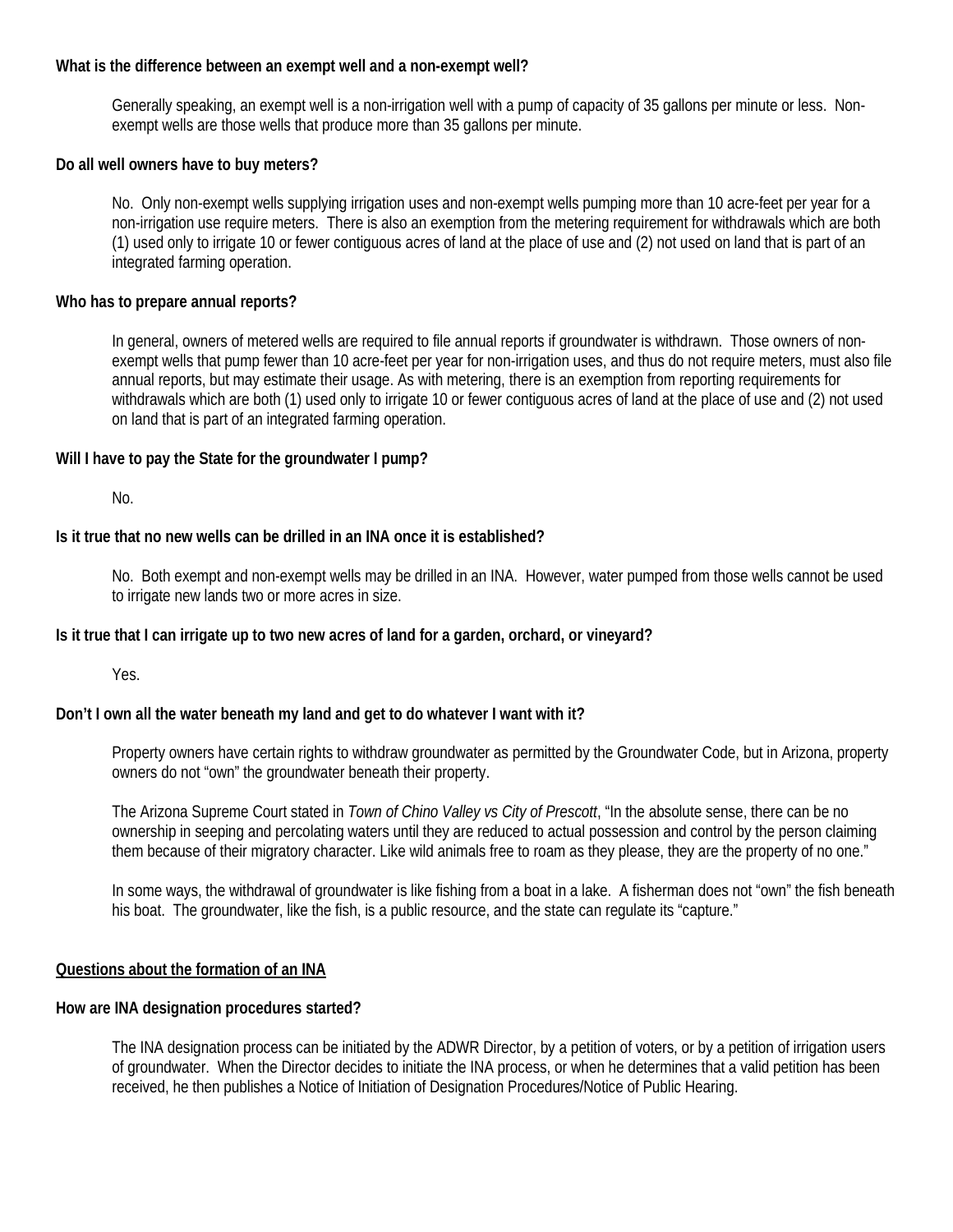**What is the difference between an exempt well and a non-exempt well?**

Generally speaking, an exempt well is a non-irrigation well with a pump of capacity of 35 gallons per minute or less. Non-exempt wells are those wells that produce more than 35 gallons per minute.

**Do all well owners have to buy meters?**

No. Only non-exempt wells supplying irrigation uses and non-exempt wells pumping more than 10 acre-feet per year for a non-irrigation use require meters. There is also an exemption from the metering requirement for withdrawals which are both (1) used only to irrigate 10 or fewer contiguous acres of land at the place of use and (2) not used on land that is part of an integrated farming operation.

**Who has to prepare annual reports?**

In general, owners of metered wells are required to file annual reports if groundwater is withdrawn. Those owners of non-exempt wells that pump fewer than 10 acre-feet per year for non-irrigation uses, and thus do not require meters, must also file annual reports, but may estimate their usage. As with metering, there is an exemption from reporting requirements for withdrawals which are both (1) used only to irrigate 10 or fewer contiguous acres of land at the place of use and (2) not used on land that is part of an integrated farming operation.

**Will I have to pay the State for the groundwater I pump?**

No.

**Is it true that no new wells can be drilled in an INA once it is established?**

No. Both exempt and non-exempt wells may be drilled in an INA. However, water pumped from those wells cannot be used to irrigate new lands two or more acres in size.

**Is it true that I can irrigate up to two new acres of land for a garden, orchard, or vineyard?**

Yes.

**Don't I own all the water beneath my land and get to do whatever I want with it?**

Property owners have certain rights to withdraw groundwater as permitted by the Groundwater Code, but in Arizona, property owners do not "own" the groundwater beneath their property.

The Arizona Supreme Court stated in *Town of Chino Valley vs City of Prescott*, "In the absolute sense, there can be no ownership in seeping and percolating waters until they are reduced to actual possession and control by the person claiming them because of their migratory character. Like wild animals free to roam as they please, they are the property of no one."

In some ways, the withdrawal of groundwater is like fishing from a boat in a lake. A fisherman does not "own" the fish beneath his boat. The groundwater, like the fish, is a public resource, and the state can regulate its "capture."

## Questions about the formation of an INA

**How are INA designation procedures started?**

The INA designation process can be initiated by the ADWR Director, by a petition of voters, or by a petition of irrigation users of groundwater. When the Director decides to initiate the INA process, or when he determines that a valid petition has been received, he then publishes a Notice of Initiation of Designation Procedures/Notice of Public Hearing.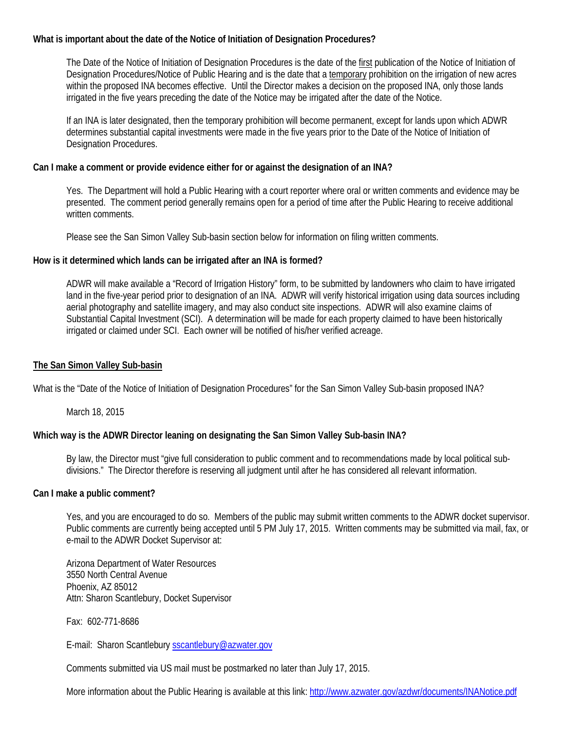**What is important about the date of the Notice of Initiation of Designation Procedures?**

The Date of the Notice of Initiation of Designation Procedures is the date of the <u>first</u> publication of the Notice of Initiation of Designation Procedures/Notice of Public Hearing and is the date that a <u>temporary</u> prohibition on the irrigation of new acres within the proposed INA becomes effective. Until the Director makes a decision on the proposed INA, only those lands irrigated in the five years preceding the date of the Notice may be irrigated after the date of the Notice.

If an INA is later designated, then the temporary prohibition will become permanent, except for lands upon which ADWR determines substantial capital investments were made in the five years prior to the Date of the Notice of Initiation of Designation Procedures.

**Can I make a comment or provide evidence either for or against the designation of an INA?**

Yes. The Department will hold a Public Hearing with a court reporter where oral or written comments and evidence may be presented. The comment period generally remains open for a period of time after the Public Hearing to receive additional written comments.

Please see the San Simon Valley Sub-basin section below for information on filing written comments.

**How is it determined which lands can be irrigated after an INA is formed?**

ADWR will make available a "Record of Irrigation History" form, to be submitted by landowners who claim to have irrigated land in the five-year period prior to designation of an INA. ADWR will verify historical irrigation using data sources including aerial photography and satellite imagery, and may also conduct site inspections. ADWR will also examine claims of Substantial Capital Investment (SCI). A determination will be made for each property claimed to have been historically irrigated or claimed under SCI. Each owner will be notified of his/her verified acreage.

## <u>The San Simon Valley Sub-basin</u>

What is the "Date of the Notice of Initiation of Designation Procedures" for the San Simon Valley Sub-basin proposed INA?

March 18, 2015

**Which way is the ADWR Director leaning on designating the San Simon Valley Sub-basin INA?**

By law, the Director must "give full consideration to public comment and to recommendations made by local political sub-divisions." The Director therefore is reserving all judgment until after he has considered all relevant information.

**Can I make a public comment?**

Yes, and you are encouraged to do so. Members of the public may submit written comments to the ADWR docket supervisor. Public comments are currently being accepted until 5 PM July 17, 2015. Written comments may be submitted via mail, fax, or e-mail to the ADWR Docket Supervisor at:

Arizona Department of Water Resources
3550 North Central Avenue
Phoenix, AZ 85012
Attn: Sharon Scantlebury, Docket Supervisor

Fax: 602-771-8686

E-mail: Sharon Scantlebury [sscantlebury@azwater.gov](mailto:sscantlebury@azwater.gov)

Comments submitted via US mail must be postmarked no later than July 17, 2015.

More information about the Public Hearing is available at this link: [http://www.azwater.gov/azdwr/documents/INANotice.pdf](http://www.azwater.gov/azdwr/documents/INANotice.pdf)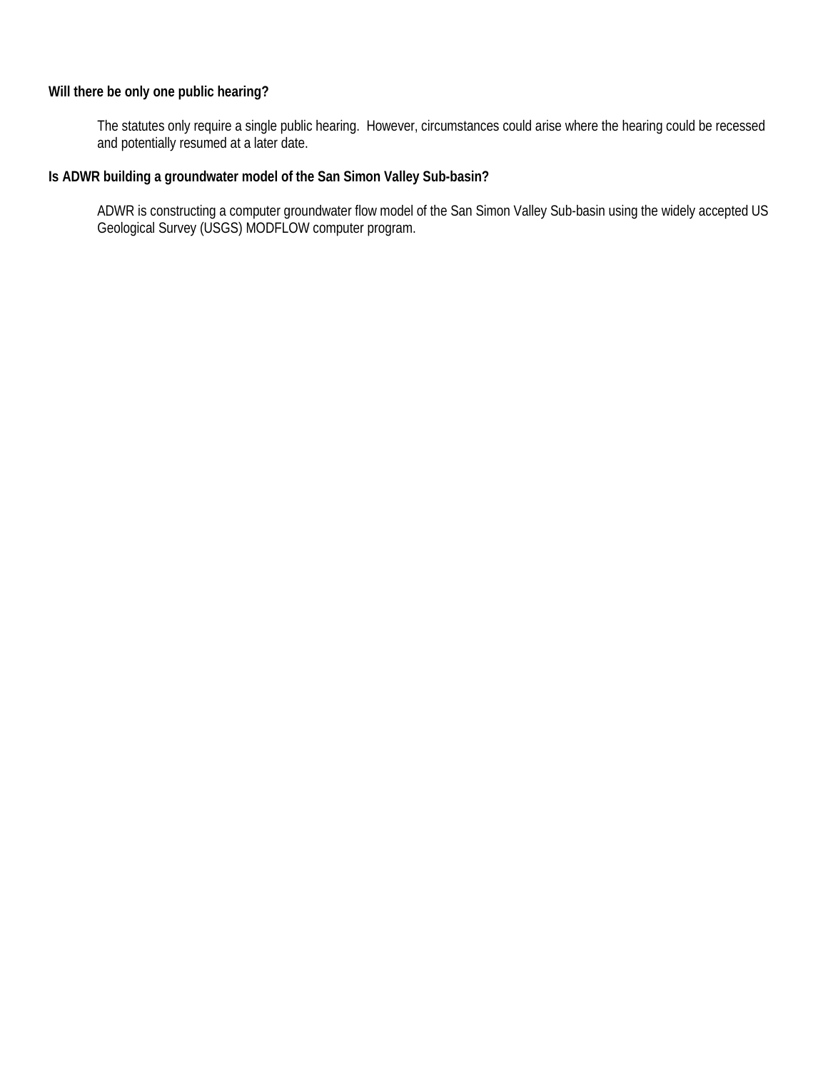**Will there be only one public hearing?**

The statutes only require a single public hearing.  However, circumstances could arise where the hearing could be recessed and potentially resumed at a later date.

**Is ADWR building a groundwater model of the San Simon Valley Sub-basin?**

ADWR is constructing a computer groundwater flow model of the San Simon Valley Sub-basin using the widely accepted US Geological Survey (USGS) MODFLOW computer program.